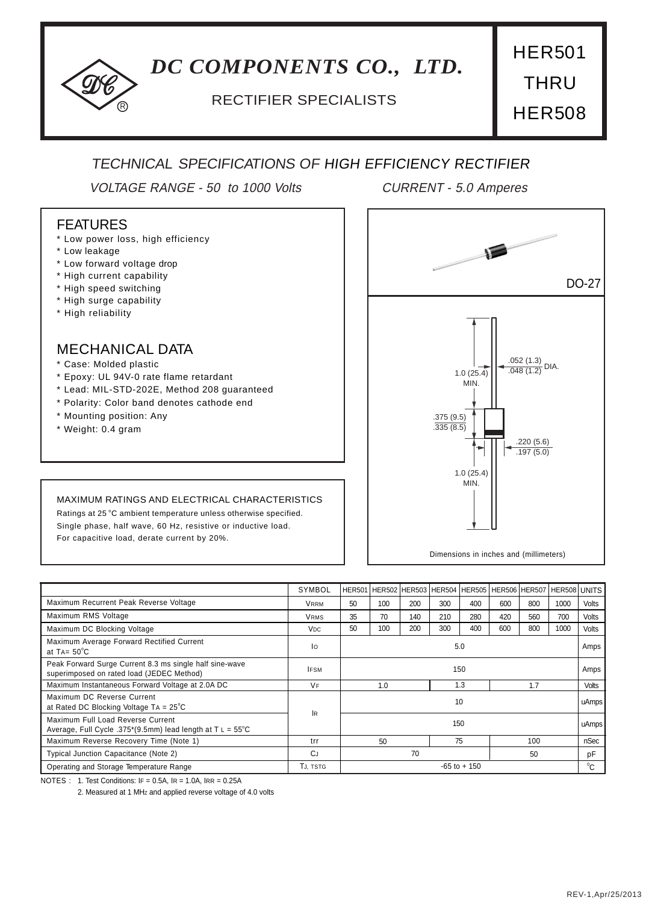# DC COMPONENTS CO., LTD.

RECTIFIER SPECIALISTS

**HER501 THRU HER508**

## TECHNICAL SPECIFICATIONS OF HIGH EFFICIENCY RECTIFIER

*VOLTAGE RANGE - 50 to 1000 Volts* *CURRENT - 5.0 Amperes*

### FEATURES

* Low power loss, high efficiency
* Low leakage
* Low forward voltage drop
* High current capability
* High speed switching
* High surge capability
* High reliability

### MECHANICAL DATA

* Case: Molded plastic
* Epoxy: UL 94V-0 rate flame retardant
* Lead: MIL-STD-202E, Method 208 guaranteed
* Polarity: Color band denotes cathode end
* Mounting position: Any
* Weight: 0.4 gram

DO-27

1.0 (25.4) MIN.

.052 (1.3) / .048 (1.2) DIA.

.375 (9.5) / .335 (8.5)

.220 (5.6) / .197 (5.0)

1.0 (25.4) MIN.

Dimensions in inches and (millimeters)

### MAXIMUM RATINGS AND ELECTRICAL CHARACTERISTICS

Ratings at 25 °C ambient temperature unless otherwise specified.
Single phase, half wave, 60 Hz, resistive or inductive load.
For capacitive load, derate current by 20%.

| | SYMBOL | HER501 | HER502 | HER503 | HER504 | HER505 | HER506 | HER507 | HER508 | UNITS |
|---|---|---|---|---|---|---|---|---|---|---|
| Maximum Recurrent Peak Reverse Voltage | $V_{RRM}$ | 50 | 100 | 200 | 300 | 400 | 600 | 800 | 1000 | Volts |
| Maximum RMS Voltage | $V_{RMS}$ | 35 | 70 | 140 | 210 | 280 | 420 | 560 | 700 | Volts |
| Maximum DC Blocking Voltage | $V_{DC}$ | 50 | 100 | 200 | 300 | 400 | 600 | 800 | 1000 | Volts |
| Maximum Average Forward Rectified Current at $T_A$= 50°C | $I_O$ | 5.0 | | | | | | | | Amps |
| Peak Forward Surge Current 8.3 ms single half sine-wave superimposed on rated load (JEDEC Method) | $I_{FSM}$ | 150 | | | | | | | | Amps |
| Maximum Instantaneous Forward Voltage at 2.0A DC | $V_F$ | 1.0 | | | 1.3 | | 1.7 | | | Volts |
| Maximum DC Reverse Current at Rated DC Blocking Voltage $T_A$ = 25°C | $I_R$ | 10 | | | | | | | | uAmps |
| Maximum Full Load Reverse Current Average, Full Cycle .375"(9.5mm) lead length at $T_L$ = 55°C | $I_R$ | 150 | | | | | | | | uAmps |
| Maximum Reverse Recovery Time (Note 1) | trr | 50 | | | 75 | | 100 | | | nSec |
| Typical Junction Capacitance (Note 2) | $C_J$ | 70 | | | | | 50 | | | pF |
| Operating and Storage Temperature Range | $T_J$, $T_{STG}$ | -65 to + 150 | | | | | | | | °C |

NOTES : 1. Test Conditions: $I_F$ = 0.5A, $I_R$ = 1.0A, $I_{RR}$ = 0.25A

2. Measured at 1 MHz and applied reverse voltage of 4.0 volts

REV-1,Apr/25/2013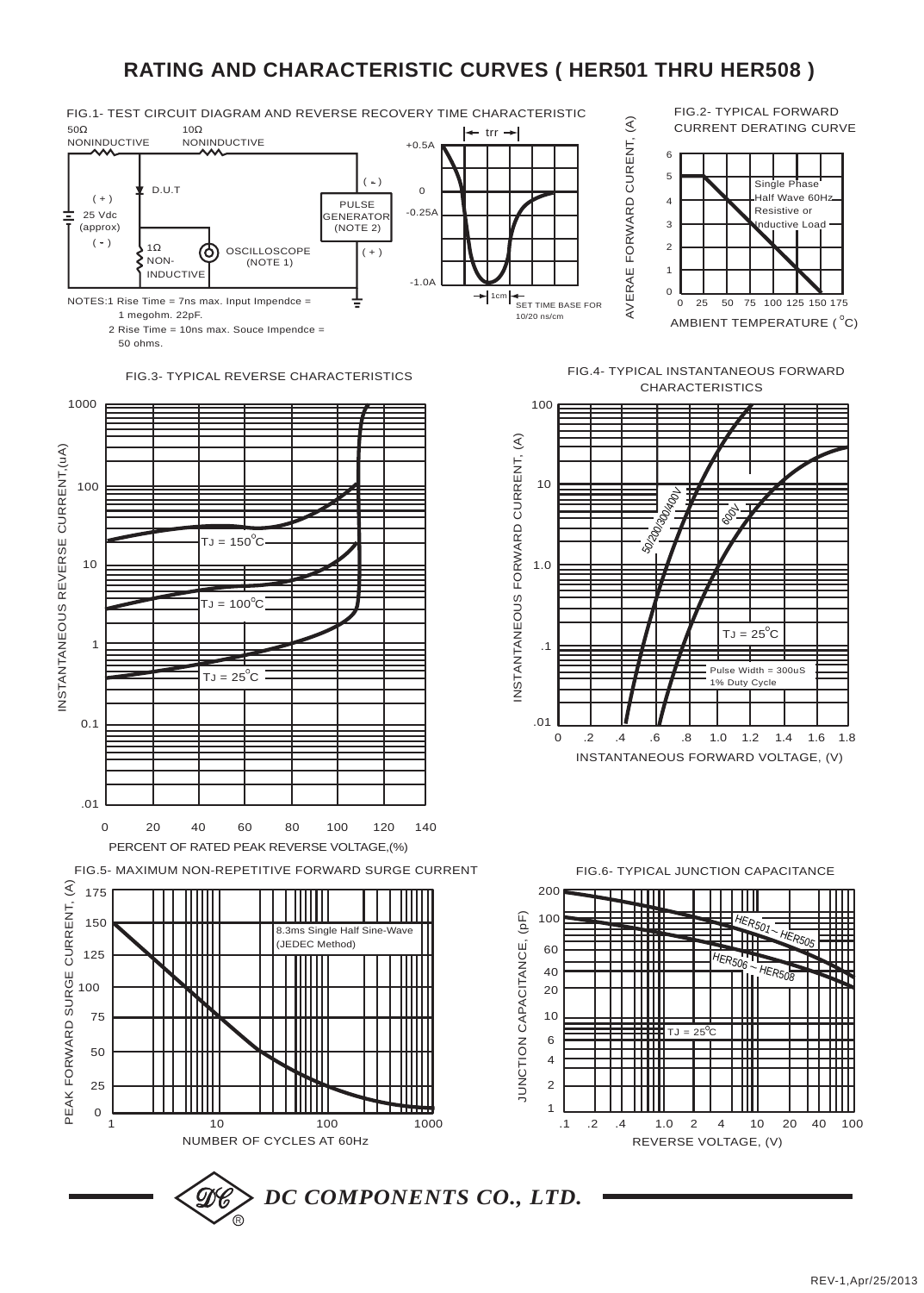# RATING AND CHARACTERISTIC CURVES ( HER501 THRU HER508 )

FIG.1- TEST CIRCUIT DIAGRAM AND REVERSE RECOVERY TIME CHARACTERISTIC

50Ω NONINDUCTIVE

10Ω NONINDUCTIVE

D.U.T

( + ) 25 Vdc (approx) ( - )

1Ω NON-INDUCTIVE

OSCILLOSCOPE (NOTE 1)

PULSE GENERATOR (NOTE 2)

( - )

( + )

trr

+0.5A

0

-0.25A

-1.0A

1cm

SET TIME BASE FOR 10/20 ns/cm

NOTES:1 Rise Time = 7ns max. Input Impendce = 1 megohm. 22pF.

2 Rise Time = 10ns max. Souce Impendce = 50 ohms.

FIG.2- TYPICAL FORWARD CURRENT DERATING CURVE

AVERAE FORWARD CURENT, (A)

6
5
4
3
2
1
0

Single Phase Half Wave 60Hz Resistive or Inductive Load

0 25 50 75 100 125 150 175

AMBIENT TEMPERATURE (°C)

FIG.3- TYPICAL REVERSE CHARACTERISTICS

INSTANTANEOUS REVERSE CURRENT,(uA)

1000
100
10
1
0.1
.01

TJ = 150°C

TJ = 100°C

TJ = 25°C

0 20 40 60 80 100 120 140

PERCENT OF RATED PEAK REVERSE VOLTAGE,(%)

FIG.4- TYPICAL INSTANTANEOUS FORWARD CHARACTERISTICS

INSTANTANEOUS FORWARD CURRENT, (A)

100
10
1.0
.1
.01

50/200/300/400V

600V

TJ = 25°C

Pulse Width = 300uS 1% Duty Cycle

0 .2 .4 .6 .8 1.0 1.2 1.4 1.6 1.8

INSTANTANEOUS FORWARD VOLTAGE, (V)

FIG.5- MAXIMUM NON-REPETITIVE FORWARD SURGE CURRENT

PEAK FORWARD SURGE CURRENT, (A)

175
150
125
100
75
50
25
0

8.3ms Single Half Sine-Wave (JEDEC Method)

1 10 100 1000

NUMBER OF CYCLES AT 60Hz

FIG.6- TYPICAL JUNCTION CAPACITANCE

JUNCTION CAPACITANCE, (pF)

200
100
60
40
20
10
6
4
2
1

HER501 ~ HER505

HER506 ~ HER508

TJ = 25°C

.1 .2 .4 1.0 2 4 10 20 40 100

REVERSE VOLTAGE, (V)

*DC COMPONENTS CO., LTD.*

REV-1,Apr/25/2013